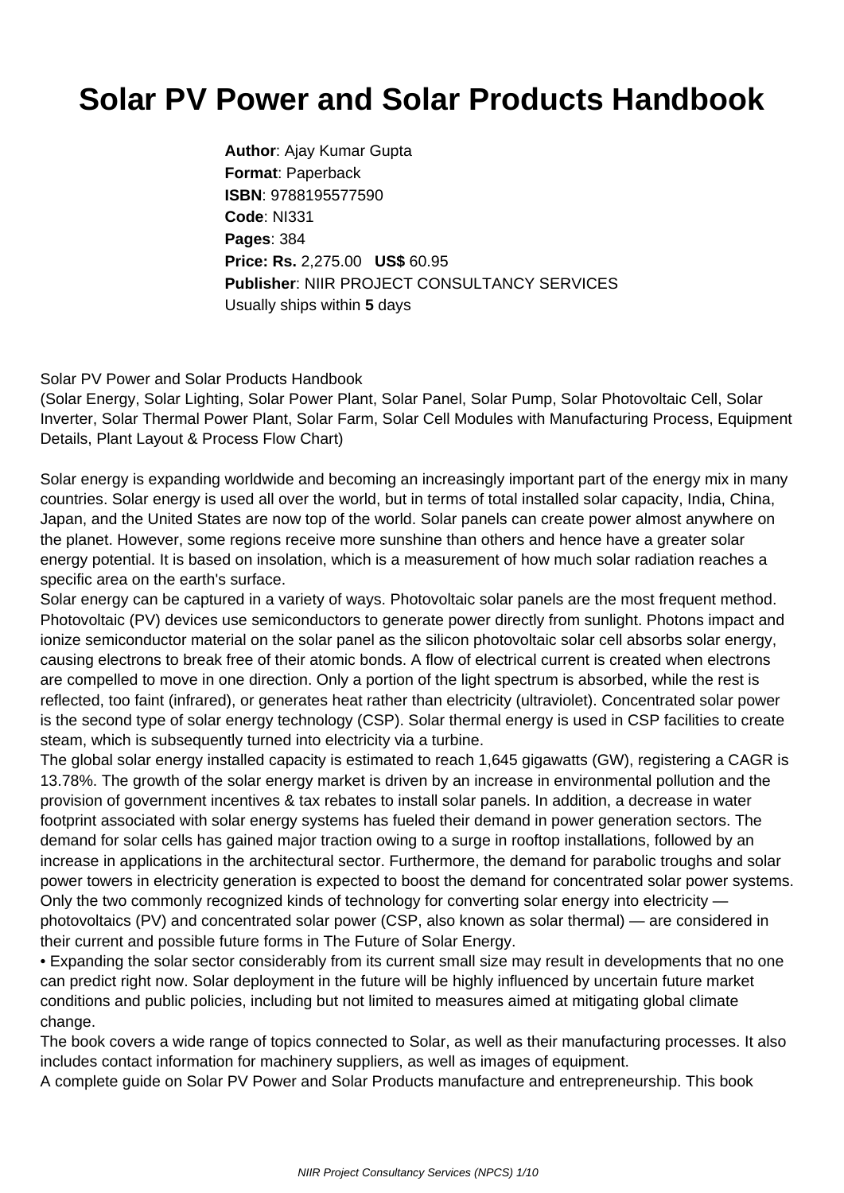# Solar PV Power and Solar Products Handbook

**Author**: Ajay Kumar Gupta
**Format**: Paperback
**ISBN**: 9788195577590
**Code**: NI331
**Pages**: 384
**Price: Rs.** 2,275.00 **US$** 60.95
**Publisher**: NIIR PROJECT CONSULTANCY SERVICES
Usually ships within **5** days

Solar PV Power and Solar Products Handbook
(Solar Energy, Solar Lighting, Solar Power Plant, Solar Panel, Solar Pump, Solar Photovoltaic Cell, Solar Inverter, Solar Thermal Power Plant, Solar Farm, Solar Cell Modules with Manufacturing Process, Equipment Details, Plant Layout & Process Flow Chart)

Solar energy is expanding worldwide and becoming an increasingly important part of the energy mix in many countries. Solar energy is used all over the world, but in terms of total installed solar capacity, India, China, Japan, and the United States are now top of the world. Solar panels can create power almost anywhere on the planet. However, some regions receive more sunshine than others and hence have a greater solar energy potential. It is based on insolation, which is a measurement of how much solar radiation reaches a specific area on the earth's surface.
Solar energy can be captured in a variety of ways. Photovoltaic solar panels are the most frequent method. Photovoltaic (PV) devices use semiconductors to generate power directly from sunlight. Photons impact and ionize semiconductor material on the solar panel as the silicon photovoltaic solar cell absorbs solar energy, causing electrons to break free of their atomic bonds. A flow of electrical current is created when electrons are compelled to move in one direction. Only a portion of the light spectrum is absorbed, while the rest is reflected, too faint (infrared), or generates heat rather than electricity (ultraviolet). Concentrated solar power is the second type of solar energy technology (CSP). Solar thermal energy is used in CSP facilities to create steam, which is subsequently turned into electricity via a turbine.
The global solar energy installed capacity is estimated to reach 1,645 gigawatts (GW), registering a CAGR is 13.78%. The growth of the solar energy market is driven by an increase in environmental pollution and the provision of government incentives & tax rebates to install solar panels. In addition, a decrease in water footprint associated with solar energy systems has fueled their demand in power generation sectors. The demand for solar cells has gained major traction owing to a surge in rooftop installations, followed by an increase in applications in the architectural sector. Furthermore, the demand for parabolic troughs and solar power towers in electricity generation is expected to boost the demand for concentrated solar power systems.
Only the two commonly recognized kinds of technology for converting solar energy into electricity — photovoltaics (PV) and concentrated solar power (CSP, also known as solar thermal) — are considered in their current and possible future forms in The Future of Solar Energy.

- Expanding the solar sector considerably from its current small size may result in developments that no one can predict right now. Solar deployment in the future will be highly influenced by uncertain future market conditions and public policies, including but not limited to measures aimed at mitigating global climate change.

The book covers a wide range of topics connected to Solar, as well as their manufacturing processes. It also includes contact information for machinery suppliers, as well as images of equipment.
A complete guide on Solar PV Power and Solar Products manufacture and entrepreneurship. This book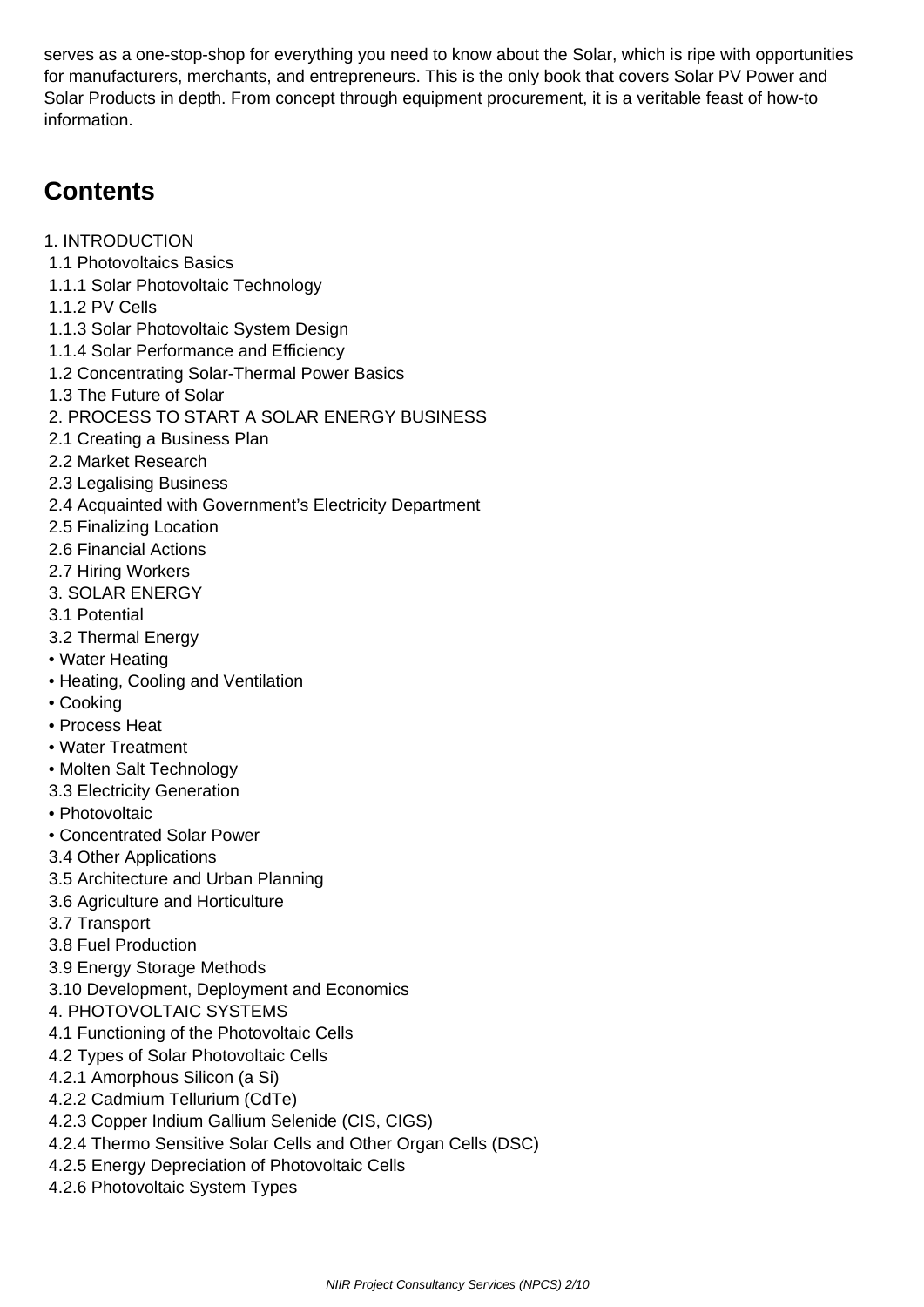serves as a one-stop-shop for everything you need to know about the Solar, which is ripe with opportunities for manufacturers, merchants, and entrepreneurs. This is the only book that covers Solar PV Power and Solar Products in depth. From concept through equipment procurement, it is a veritable feast of how-to information.

## Contents

1. INTRODUCTION
1.1 Photovoltaics Basics
1.1.1 Solar Photovoltaic Technology
1.1.2 PV Cells
1.1.3 Solar Photovoltaic System Design
1.1.4 Solar Performance and Efficiency
1.2 Concentrating Solar-Thermal Power Basics
1.3 The Future of Solar
2. PROCESS TO START A SOLAR ENERGY BUSINESS
2.1 Creating a Business Plan
2.2 Market Research
2.3 Legalising Business
2.4 Acquainted with Government's Electricity Department
2.5 Finalizing Location
2.6 Financial Actions
2.7 Hiring Workers
3. SOLAR ENERGY
3.1 Potential
3.2 Thermal Energy
• Water Heating
• Heating, Cooling and Ventilation
• Cooking
• Process Heat
• Water Treatment
• Molten Salt Technology
3.3 Electricity Generation
• Photovoltaic
• Concentrated Solar Power
3.4 Other Applications
3.5 Architecture and Urban Planning
3.6 Agriculture and Horticulture
3.7 Transport
3.8 Fuel Production
3.9 Energy Storage Methods
3.10 Development, Deployment and Economics
4. PHOTOVOLTAIC SYSTEMS
4.1 Functioning of the Photovoltaic Cells
4.2 Types of Solar Photovoltaic Cells
4.2.1 Amorphous Silicon (a Si)
4.2.2 Cadmium Tellurium (CdTe)
4.2.3 Copper Indium Gallium Selenide (CIS, CIGS)
4.2.4 Thermo Sensitive Solar Cells and Other Organ Cells (DSC)
4.2.5 Energy Depreciation of Photovoltaic Cells
4.2.6 Photovoltaic System Types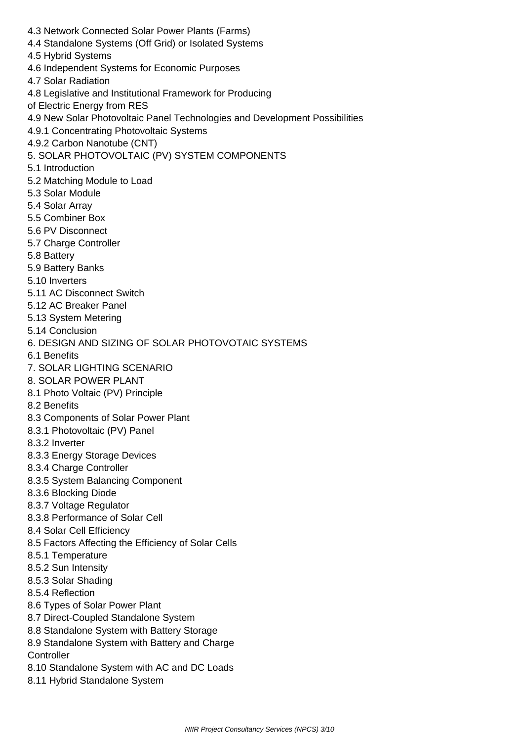4.3 Network Connected Solar Power Plants (Farms)
4.4 Standalone Systems (Off Grid) or Isolated Systems
4.5 Hybrid Systems
4.6 Independent Systems for Economic Purposes
4.7 Solar Radiation
4.8 Legislative and Institutional Framework for Producing of Electric Energy from RES
4.9 New Solar Photovoltaic Panel Technologies and Development Possibilities
4.9.1 Concentrating Photovoltaic Systems
4.9.2 Carbon Nanotube (CNT)
5. SOLAR PHOTOVOLTAIC (PV) SYSTEM COMPONENTS
5.1 Introduction
5.2 Matching Module to Load
5.3 Solar Module
5.4 Solar Array
5.5 Combiner Box
5.6 PV Disconnect
5.7 Charge Controller
5.8 Battery
5.9 Battery Banks
5.10 Inverters
5.11 AC Disconnect Switch
5.12 AC Breaker Panel
5.13 System Metering
5.14 Conclusion
6. DESIGN AND SIZING OF SOLAR PHOTOVOTAIC SYSTEMS
6.1 Benefits
7. SOLAR LIGHTING SCENARIO
8. SOLAR POWER PLANT
8.1 Photo Voltaic (PV) Principle
8.2 Benefits
8.3 Components of Solar Power Plant
8.3.1 Photovoltaic (PV) Panel
8.3.2 Inverter
8.3.3 Energy Storage Devices
8.3.4 Charge Controller
8.3.5 System Balancing Component
8.3.6 Blocking Diode
8.3.7 Voltage Regulator
8.3.8 Performance of Solar Cell
8.4 Solar Cell Efficiency
8.5 Factors Affecting the Efficiency of Solar Cells
8.5.1 Temperature
8.5.2 Sun Intensity
8.5.3 Solar Shading
8.5.4 Reflection
8.6 Types of Solar Power Plant
8.7 Direct-Coupled Standalone System
8.8 Standalone System with Battery Storage
8.9 Standalone System with Battery and Charge Controller
8.10 Standalone System with AC and DC Loads
8.11 Hybrid Standalone System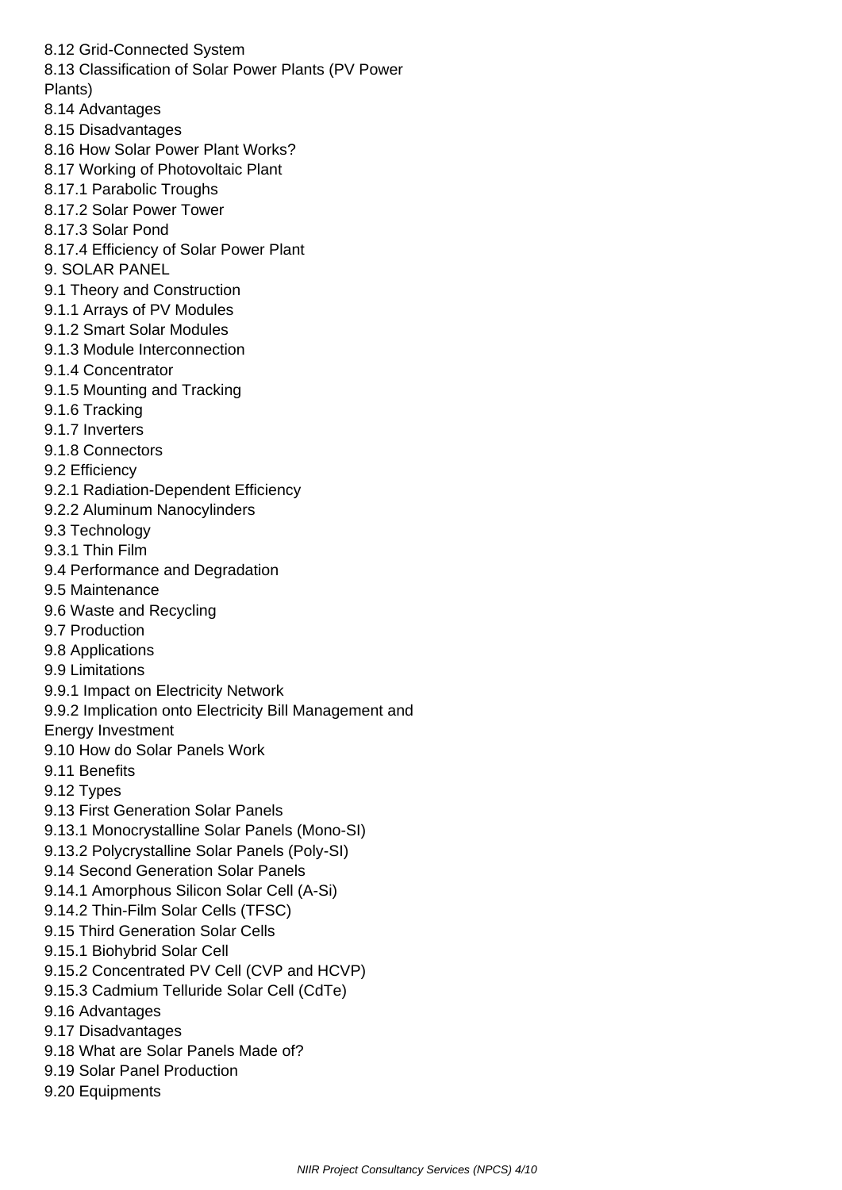8.12 Grid-Connected System
8.13 Classification of Solar Power Plants (PV Power Plants)
8.14 Advantages
8.15 Disadvantages
8.16 How Solar Power Plant Works?
8.17 Working of Photovoltaic Plant
8.17.1 Parabolic Troughs
8.17.2 Solar Power Tower
8.17.3 Solar Pond
8.17.4 Efficiency of Solar Power Plant
9. SOLAR PANEL
9.1 Theory and Construction
9.1.1 Arrays of PV Modules
9.1.2 Smart Solar Modules
9.1.3 Module Interconnection
9.1.4 Concentrator
9.1.5 Mounting and Tracking
9.1.6 Tracking
9.1.7 Inverters
9.1.8 Connectors
9.2 Efficiency
9.2.1 Radiation-Dependent Efficiency
9.2.2 Aluminum Nanocylinders
9.3 Technology
9.3.1 Thin Film
9.4 Performance and Degradation
9.5 Maintenance
9.6 Waste and Recycling
9.7 Production
9.8 Applications
9.9 Limitations
9.9.1 Impact on Electricity Network
9.9.2 Implication onto Electricity Bill Management and Energy Investment
9.10 How do Solar Panels Work
9.11 Benefits
9.12 Types
9.13 First Generation Solar Panels
9.13.1 Monocrystalline Solar Panels (Mono-SI)
9.13.2 Polycrystalline Solar Panels (Poly-SI)
9.14 Second Generation Solar Panels
9.14.1 Amorphous Silicon Solar Cell (A-Si)
9.14.2 Thin-Film Solar Cells (TFSC)
9.15 Third Generation Solar Cells
9.15.1 Biohybrid Solar Cell
9.15.2 Concentrated PV Cell (CVP and HCVP)
9.15.3 Cadmium Telluride Solar Cell (CdTe)
9.16 Advantages
9.17 Disadvantages
9.18 What are Solar Panels Made of?
9.19 Solar Panel Production
9.20 Equipments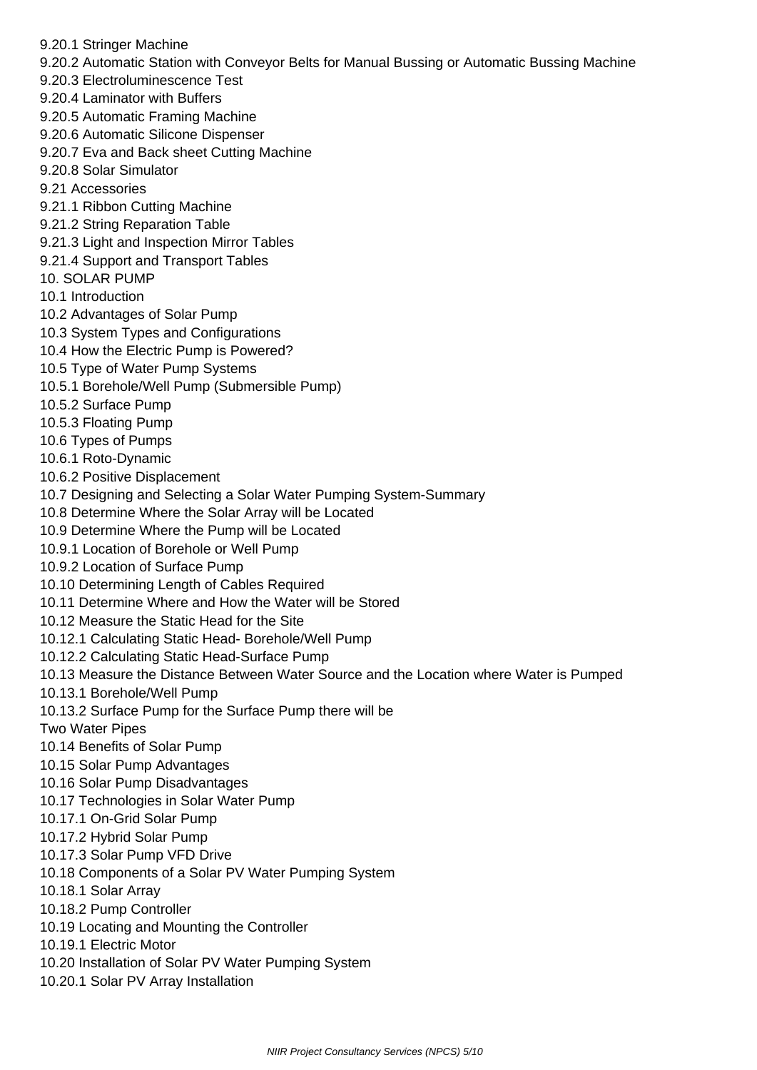9.20.1 Stringer Machine
9.20.2 Automatic Station with Conveyor Belts for Manual Bussing or Automatic Bussing Machine
9.20.3 Electroluminescence Test
9.20.4 Laminator with Buffers
9.20.5 Automatic Framing Machine
9.20.6 Automatic Silicone Dispenser
9.20.7 Eva and Back sheet Cutting Machine
9.20.8 Solar Simulator
9.21 Accessories
9.21.1 Ribbon Cutting Machine
9.21.2 String Reparation Table
9.21.3 Light and Inspection Mirror Tables
9.21.4 Support and Transport Tables
10. SOLAR PUMP
10.1 Introduction
10.2 Advantages of Solar Pump
10.3 System Types and Configurations
10.4 How the Electric Pump is Powered?
10.5 Type of Water Pump Systems
10.5.1 Borehole/Well Pump (Submersible Pump)
10.5.2 Surface Pump
10.5.3 Floating Pump
10.6 Types of Pumps
10.6.1 Roto-Dynamic
10.6.2 Positive Displacement
10.7 Designing and Selecting a Solar Water Pumping System-Summary
10.8 Determine Where the Solar Array will be Located
10.9 Determine Where the Pump will be Located
10.9.1 Location of Borehole or Well Pump
10.9.2 Location of Surface Pump
10.10 Determining Length of Cables Required
10.11 Determine Where and How the Water will be Stored
10.12 Measure the Static Head for the Site
10.12.1 Calculating Static Head- Borehole/Well Pump
10.12.2 Calculating Static Head-Surface Pump
10.13 Measure the Distance Between Water Source and the Location where Water is Pumped
10.13.1 Borehole/Well Pump
10.13.2 Surface Pump for the Surface Pump there will be
Two Water Pipes
10.14 Benefits of Solar Pump
10.15 Solar Pump Advantages
10.16 Solar Pump Disadvantages
10.17 Technologies in Solar Water Pump
10.17.1 On-Grid Solar Pump
10.17.2 Hybrid Solar Pump
10.17.3 Solar Pump VFD Drive
10.18 Components of a Solar PV Water Pumping System
10.18.1 Solar Array
10.18.2 Pump Controller
10.19 Locating and Mounting the Controller
10.19.1 Electric Motor
10.20 Installation of Solar PV Water Pumping System
10.20.1 Solar PV Array Installation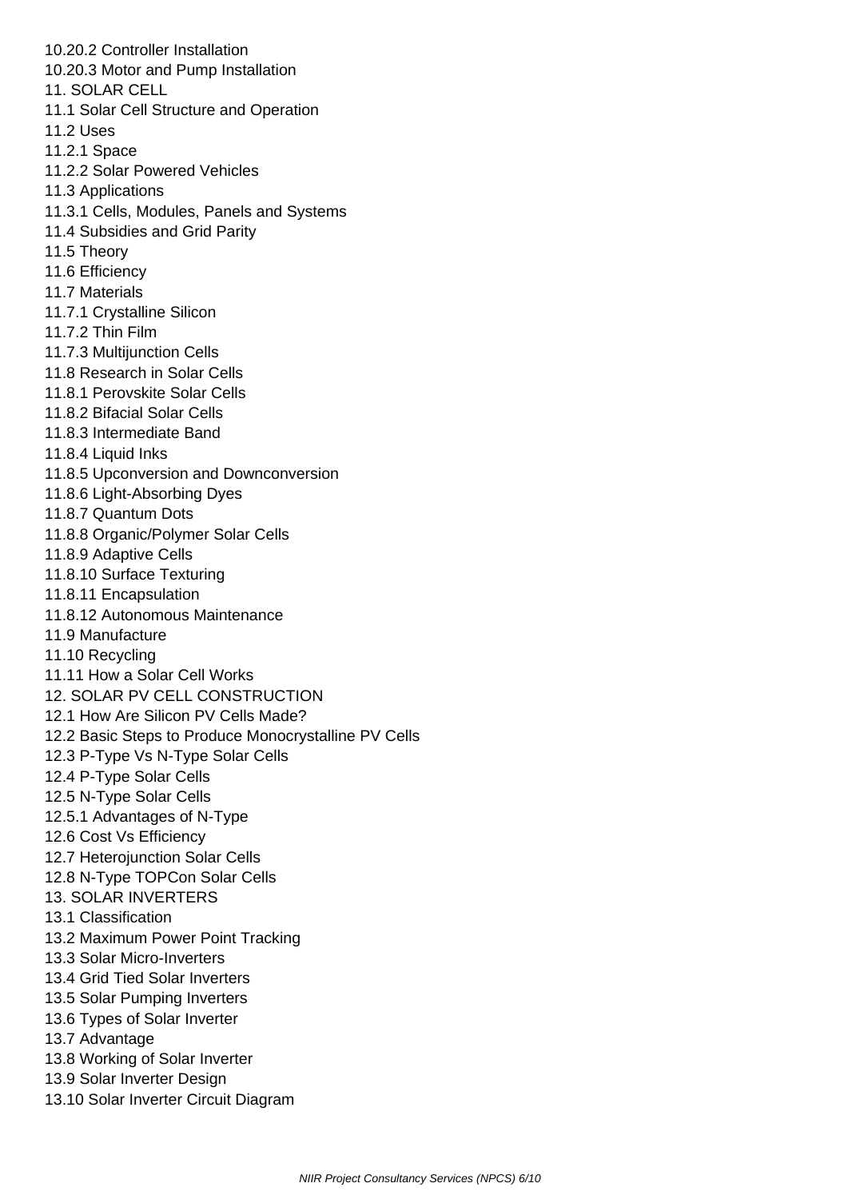10.20.2 Controller Installation
10.20.3 Motor and Pump Installation
11. SOLAR CELL
11.1 Solar Cell Structure and Operation
11.2 Uses
11.2.1 Space
11.2.2 Solar Powered Vehicles
11.3 Applications
11.3.1 Cells, Modules, Panels and Systems
11.4 Subsidies and Grid Parity
11.5 Theory
11.6 Efficiency
11.7 Materials
11.7.1 Crystalline Silicon
11.7.2 Thin Film
11.7.3 Multijunction Cells
11.8 Research in Solar Cells
11.8.1 Perovskite Solar Cells
11.8.2 Bifacial Solar Cells
11.8.3 Intermediate Band
11.8.4 Liquid Inks
11.8.5 Upconversion and Downconversion
11.8.6 Light-Absorbing Dyes
11.8.7 Quantum Dots
11.8.8 Organic/Polymer Solar Cells
11.8.9 Adaptive Cells
11.8.10 Surface Texturing
11.8.11 Encapsulation
11.8.12 Autonomous Maintenance
11.9 Manufacture
11.10 Recycling
11.11 How a Solar Cell Works
12. SOLAR PV CELL CONSTRUCTION
12.1 How Are Silicon PV Cells Made?
12.2 Basic Steps to Produce Monocrystalline PV Cells
12.3 P-Type Vs N-Type Solar Cells
12.4 P-Type Solar Cells
12.5 N-Type Solar Cells
12.5.1 Advantages of N-Type
12.6 Cost Vs Efficiency
12.7 Heterojunction Solar Cells
12.8 N-Type TOPCon Solar Cells
13. SOLAR INVERTERS
13.1 Classification
13.2 Maximum Power Point Tracking
13.3 Solar Micro-Inverters
13.4 Grid Tied Solar Inverters
13.5 Solar Pumping Inverters
13.6 Types of Solar Inverter
13.7 Advantage
13.8 Working of Solar Inverter
13.9 Solar Inverter Design
13.10 Solar Inverter Circuit Diagram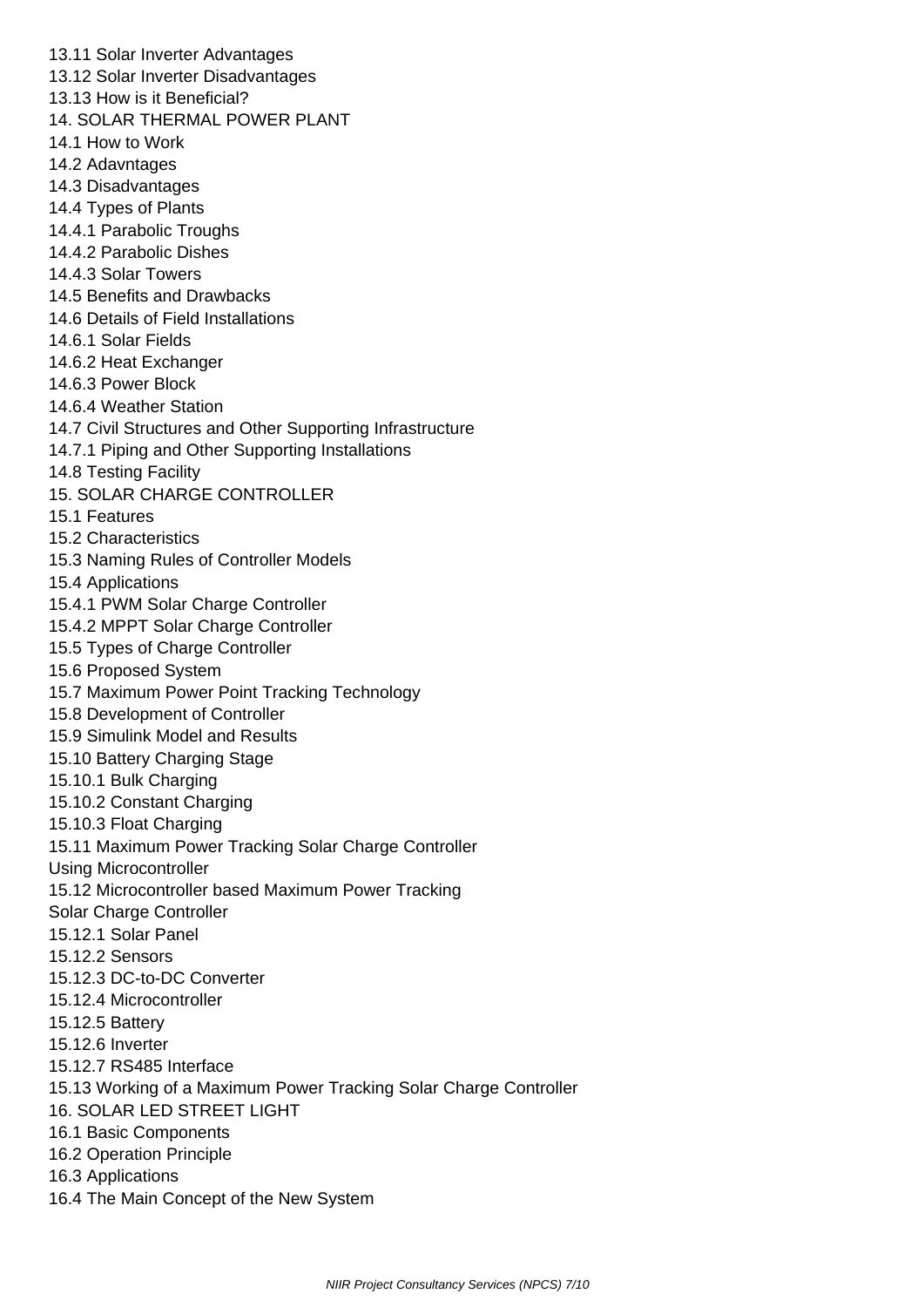13.11 Solar Inverter Advantages
13.12 Solar Inverter Disadvantages
13.13 How is it Beneficial?
14. SOLAR THERMAL POWER PLANT
14.1 How to Work
14.2 Adavntages
14.3 Disadvantages
14.4 Types of Plants
14.4.1 Parabolic Troughs
14.4.2 Parabolic Dishes
14.4.3 Solar Towers
14.5 Benefits and Drawbacks
14.6 Details of Field Installations
14.6.1 Solar Fields
14.6.2 Heat Exchanger
14.6.3 Power Block
14.6.4 Weather Station
14.7 Civil Structures and Other Supporting Infrastructure
14.7.1 Piping and Other Supporting Installations
14.8 Testing Facility
15. SOLAR CHARGE CONTROLLER
15.1 Features
15.2 Characteristics
15.3 Naming Rules of Controller Models
15.4 Applications
15.4.1 PWM Solar Charge Controller
15.4.2 MPPT Solar Charge Controller
15.5 Types of Charge Controller
15.6 Proposed System
15.7 Maximum Power Point Tracking Technology
15.8 Development of Controller
15.9 Simulink Model and Results
15.10 Battery Charging Stage
15.10.1 Bulk Charging
15.10.2 Constant Charging
15.10.3 Float Charging
15.11 Maximum Power Tracking Solar Charge Controller Using Microcontroller
15.12 Microcontroller based Maximum Power Tracking Solar Charge Controller
15.12.1 Solar Panel
15.12.2 Sensors
15.12.3 DC-to-DC Converter
15.12.4 Microcontroller
15.12.5 Battery
15.12.6 Inverter
15.12.7 RS485 Interface
15.13 Working of a Maximum Power Tracking Solar Charge Controller
16. SOLAR LED STREET LIGHT
16.1 Basic Components
16.2 Operation Principle
16.3 Applications
16.4 The Main Concept of the New System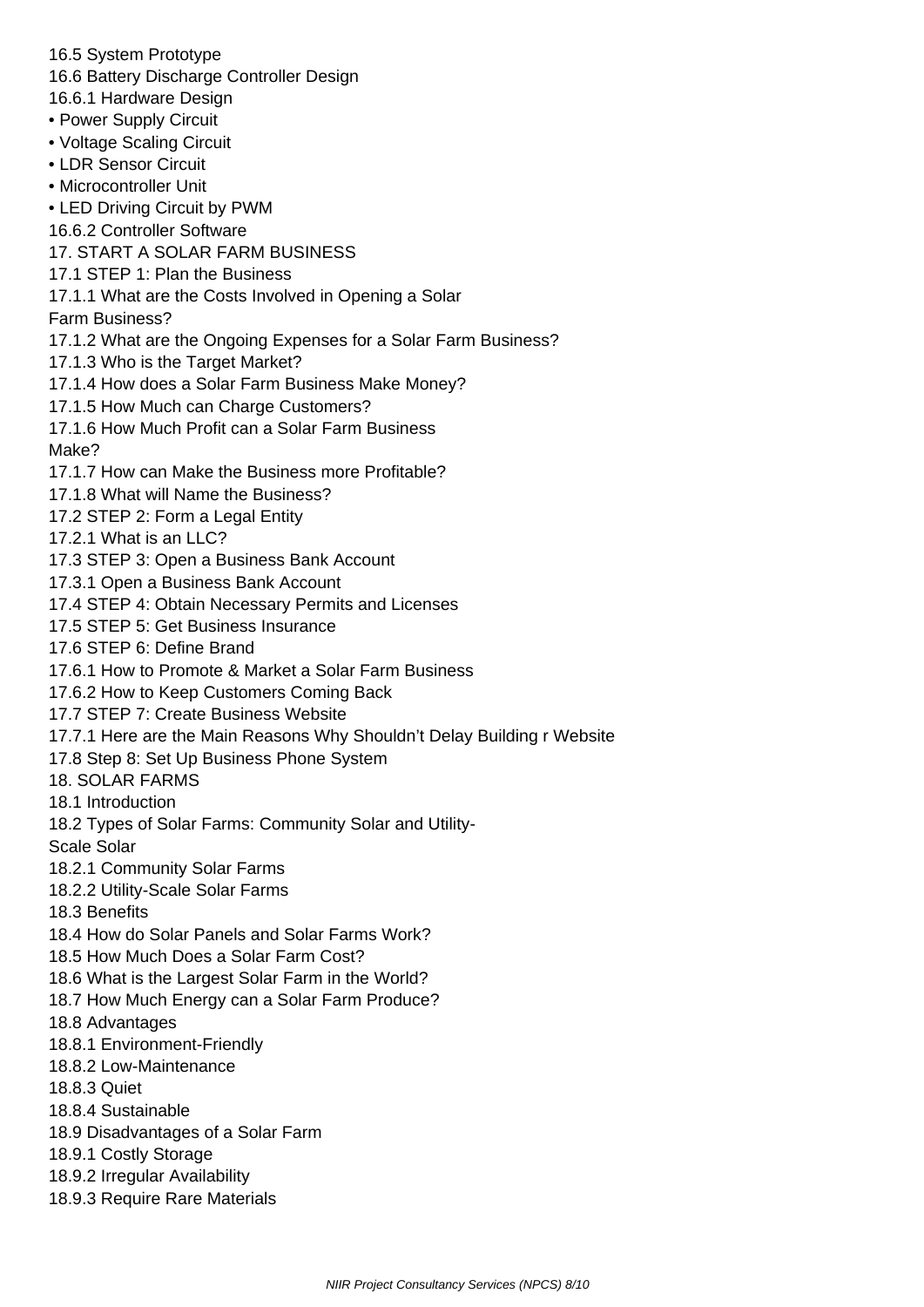16.5 System Prototype
16.6 Battery Discharge Controller Design
16.6.1 Hardware Design
- Power Supply Circuit
- Voltage Scaling Circuit
- LDR Sensor Circuit
- Microcontroller Unit
- LED Driving Circuit by PWM

16.6.2 Controller Software
17. START A SOLAR FARM BUSINESS
17.1 STEP 1: Plan the Business
17.1.1 What are the Costs Involved in Opening a Solar Farm Business?
17.1.2 What are the Ongoing Expenses for a Solar Farm Business?
17.1.3 Who is the Target Market?
17.1.4 How does a Solar Farm Business Make Money?
17.1.5 How Much can Charge Customers?
17.1.6 How Much Profit can a Solar Farm Business Make?
17.1.7 How can Make the Business more Profitable?
17.1.8 What will Name the Business?
17.2 STEP 2: Form a Legal Entity
17.2.1 What is an LLC?
17.3 STEP 3: Open a Business Bank Account
17.3.1 Open a Business Bank Account
17.4 STEP 4: Obtain Necessary Permits and Licenses
17.5 STEP 5: Get Business Insurance
17.6 STEP 6: Define Brand
17.6.1 How to Promote & Market a Solar Farm Business
17.6.2 How to Keep Customers Coming Back
17.7 STEP 7: Create Business Website
17.7.1 Here are the Main Reasons Why Shouldn't Delay Building r Website
17.8 Step 8: Set Up Business Phone System
18. SOLAR FARMS
18.1 Introduction
18.2 Types of Solar Farms: Community Solar and Utility-Scale Solar
18.2.1 Community Solar Farms
18.2.2 Utility-Scale Solar Farms
18.3 Benefits
18.4 How do Solar Panels and Solar Farms Work?
18.5 How Much Does a Solar Farm Cost?
18.6 What is the Largest Solar Farm in the World?
18.7 How Much Energy can a Solar Farm Produce?
18.8 Advantages
18.8.1 Environment-Friendly
18.8.2 Low-Maintenance
18.8.3 Quiet
18.8.4 Sustainable
18.9 Disadvantages of a Solar Farm
18.9.1 Costly Storage
18.9.2 Irregular Availability
18.9.3 Require Rare Materials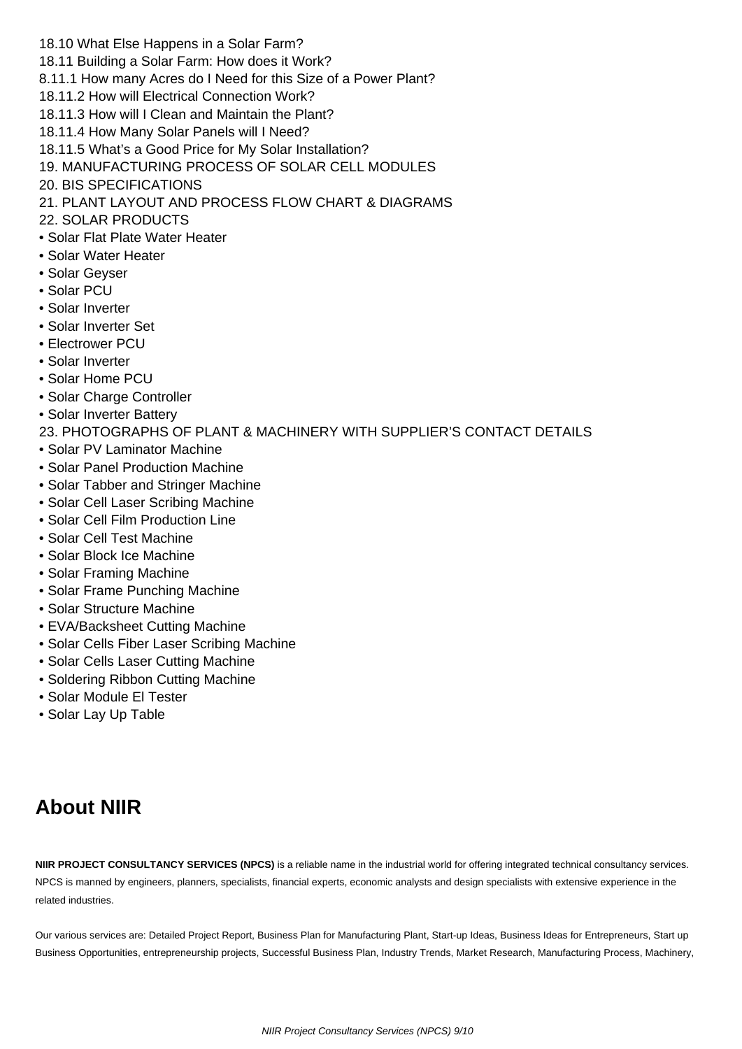18.10 What Else Happens in a Solar Farm?
18.11 Building a Solar Farm: How does it Work?
8.11.1 How many Acres do I Need for this Size of a Power Plant?
18.11.2 How will Electrical Connection Work?
18.11.3 How will I Clean and Maintain the Plant?
18.11.4 How Many Solar Panels will I Need?
18.11.5 What's a Good Price for My Solar Installation?
19. MANUFACTURING PROCESS OF SOLAR CELL MODULES
20. BIS SPECIFICATIONS
21. PLANT LAYOUT AND PROCESS FLOW CHART & DIAGRAMS
22. SOLAR PRODUCTS

- Solar Flat Plate Water Heater
- Solar Water Heater
- Solar Geyser
- Solar PCU
- Solar Inverter
- Solar Inverter Set
- Electrower PCU
- Solar Inverter
- Solar Home PCU
- Solar Charge Controller
- Solar Inverter Battery

23. PHOTOGRAPHS OF PLANT & MACHINERY WITH SUPPLIER'S CONTACT DETAILS

- Solar PV Laminator Machine
- Solar Panel Production Machine
- Solar Tabber and Stringer Machine
- Solar Cell Laser Scribing Machine
- Solar Cell Film Production Line
- Solar Cell Test Machine
- Solar Block Ice Machine
- Solar Framing Machine
- Solar Frame Punching Machine
- Solar Structure Machine
- EVA/Backsheet Cutting Machine
- Solar Cells Fiber Laser Scribing Machine
- Solar Cells Laser Cutting Machine
- Soldering Ribbon Cutting Machine
- Solar Module El Tester
- Solar Lay Up Table

## About NIIR

**NIIR PROJECT CONSULTANCY SERVICES (NPCS)** is a reliable name in the industrial world for offering integrated technical consultancy services. NPCS is manned by engineers, planners, specialists, financial experts, economic analysts and design specialists with extensive experience in the related industries.

Our various services are: Detailed Project Report, Business Plan for Manufacturing Plant, Start-up Ideas, Business Ideas for Entrepreneurs, Start up Business Opportunities, entrepreneurship projects, Successful Business Plan, Industry Trends, Market Research, Manufacturing Process, Machinery,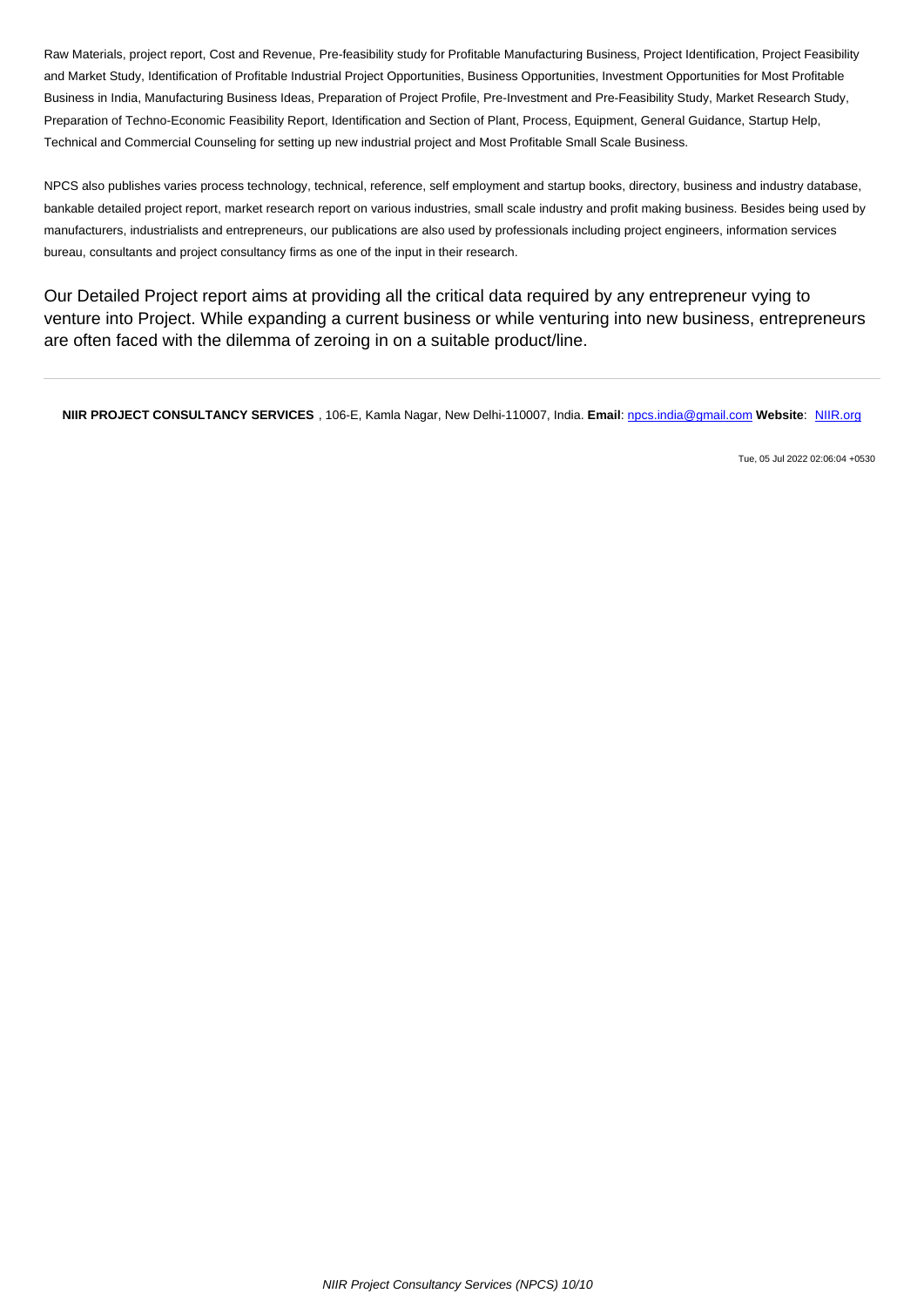Raw Materials, project report, Cost and Revenue, Pre-feasibility study for Profitable Manufacturing Business, Project Identification, Project Feasibility and Market Study, Identification of Profitable Industrial Project Opportunities, Business Opportunities, Investment Opportunities for Most Profitable Business in India, Manufacturing Business Ideas, Preparation of Project Profile, Pre-Investment and Pre-Feasibility Study, Market Research Study, Preparation of Techno-Economic Feasibility Report, Identification and Section of Plant, Process, Equipment, General Guidance, Startup Help, Technical and Commercial Counseling for setting up new industrial project and Most Profitable Small Scale Business.

NPCS also publishes varies process technology, technical, reference, self employment and startup books, directory, business and industry database, bankable detailed project report, market research report on various industries, small scale industry and profit making business. Besides being used by manufacturers, industrialists and entrepreneurs, our publications are also used by professionals including project engineers, information services bureau, consultants and project consultancy firms as one of the input in their research.

Our Detailed Project report aims at providing all the critical data required by any entrepreneur vying to venture into Project. While expanding a current business or while venturing into new business, entrepreneurs are often faced with the dilemma of zeroing in on a suitable product/line.

---

**NIIR PROJECT CONSULTANCY SERVICES** , 106-E, Kamla Nagar, New Delhi-110007, India. **Email**: npcs.india@gmail.com **Website**: NIIR.org

Tue, 05 Jul 2022 02:06:04 +0530